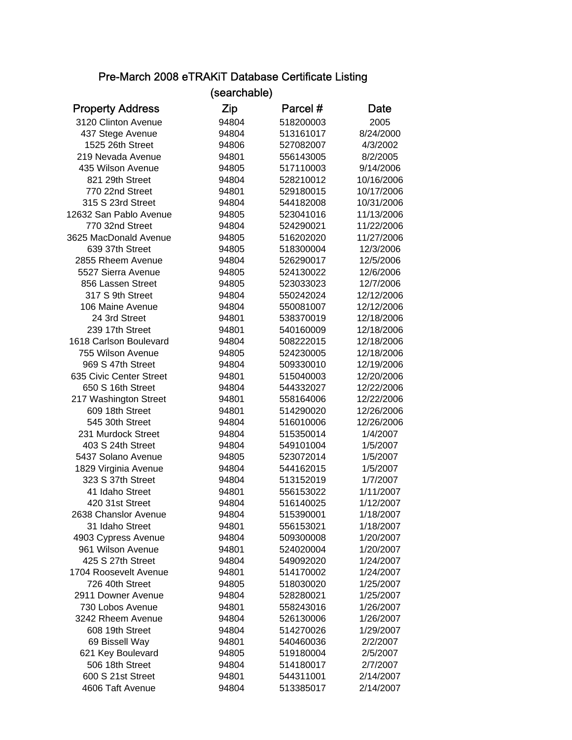# Pre-March 2008 eTRAKiT Database Certificate Listing

## (searchable)

| Property Address | Zip | Parcel # | Date |
|---|---|---|---|
| 3120 Clinton Avenue | 94804 | 518200003 | 2005 |
| 437 Stege Avenue | 94804 | 513161017 | 8/24/2000 |
| 1525 26th Street | 94806 | 527082007 | 4/3/2002 |
| 219 Nevada Avenue | 94801 | 556143005 | 8/2/2005 |
| 435 Wilson Avenue | 94805 | 517110003 | 9/14/2006 |
| 821 29th Street | 94804 | 528210012 | 10/16/2006 |
| 770 22nd Street | 94801 | 529180015 | 10/17/2006 |
| 315 S 23rd Street | 94804 | 544182008 | 10/31/2006 |
| 12632 San Pablo Avenue | 94805 | 523041016 | 11/13/2006 |
| 770 32nd Street | 94804 | 524290021 | 11/22/2006 |
| 3625 MacDonald Avenue | 94805 | 516202020 | 11/27/2006 |
| 639 37th Street | 94805 | 518300004 | 12/3/2006 |
| 2855 Rheem Avenue | 94804 | 526290017 | 12/5/2006 |
| 5527 Sierra Avenue | 94805 | 524130022 | 12/6/2006 |
| 856 Lassen Street | 94805 | 523033023 | 12/7/2006 |
| 317 S 9th Street | 94804 | 550242024 | 12/12/2006 |
| 106 Maine Avenue | 94804 | 550081007 | 12/12/2006 |
| 24 3rd Street | 94801 | 538370019 | 12/18/2006 |
| 239 17th Street | 94801 | 540160009 | 12/18/2006 |
| 1618 Carlson Boulevard | 94804 | 508222015 | 12/18/2006 |
| 755 Wilson Avenue | 94805 | 524230005 | 12/18/2006 |
| 969 S 47th Street | 94804 | 509330010 | 12/19/2006 |
| 635 Civic Center Street | 94801 | 515040003 | 12/20/2006 |
| 650 S 16th Street | 94804 | 544332027 | 12/22/2006 |
| 217 Washington Street | 94801 | 558164006 | 12/22/2006 |
| 609 18th Street | 94801 | 514290020 | 12/26/2006 |
| 545 30th Street | 94804 | 516010006 | 12/26/2006 |
| 231 Murdock Street | 94804 | 515350014 | 1/4/2007 |
| 403 S 24th Street | 94804 | 549101004 | 1/5/2007 |
| 5437 Solano Avenue | 94805 | 523072014 | 1/5/2007 |
| 1829 Virginia Avenue | 94804 | 544162015 | 1/5/2007 |
| 323 S 37th Street | 94804 | 513152019 | 1/7/2007 |
| 41 Idaho Street | 94801 | 556153022 | 1/11/2007 |
| 420 31st Street | 94804 | 516140025 | 1/12/2007 |
| 2638 Chanslor Avenue | 94804 | 515390001 | 1/18/2007 |
| 31 Idaho Street | 94801 | 556153021 | 1/18/2007 |
| 4903 Cypress Avenue | 94804 | 509300008 | 1/20/2007 |
| 961 Wilson Avenue | 94801 | 524020004 | 1/20/2007 |
| 425 S 27th Street | 94804 | 549092020 | 1/24/2007 |
| 1704 Roosevelt Avenue | 94801 | 514170002 | 1/24/2007 |
| 726 40th Street | 94805 | 518030020 | 1/25/2007 |
| 2911 Downer Avenue | 94804 | 528280021 | 1/25/2007 |
| 730 Lobos Avenue | 94801 | 558243016 | 1/26/2007 |
| 3242 Rheem Avenue | 94804 | 526130006 | 1/26/2007 |
| 608 19th Street | 94804 | 514270026 | 1/29/2007 |
| 69 Bissell Way | 94801 | 540460036 | 2/2/2007 |
| 621 Key Boulevard | 94805 | 519180004 | 2/5/2007 |
| 506 18th Street | 94804 | 514180017 | 2/7/2007 |
| 600 S 21st Street | 94801 | 544311001 | 2/14/2007 |
| 4606 Taft Avenue | 94804 | 513385017 | 2/14/2007 |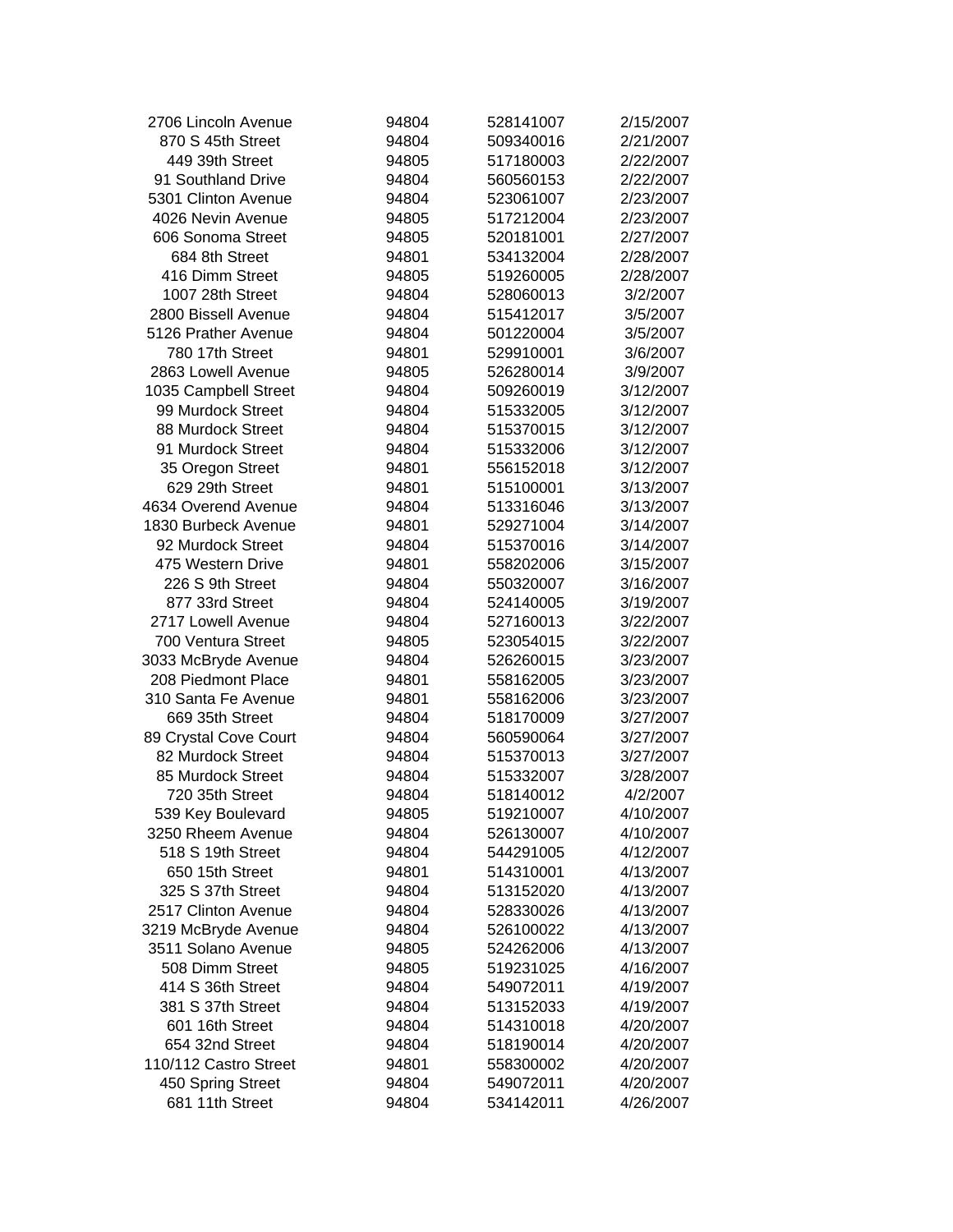| | | | |
|---|---|---|---|
| 2706 Lincoln Avenue | 94804 | 528141007 | 2/15/2007 |
| 870 S 45th Street | 94804 | 509340016 | 2/21/2007 |
| 449 39th Street | 94805 | 517180003 | 2/22/2007 |
| 91 Southland Drive | 94804 | 560560153 | 2/22/2007 |
| 5301 Clinton Avenue | 94804 | 523061007 | 2/23/2007 |
| 4026 Nevin Avenue | 94805 | 517212004 | 2/23/2007 |
| 606 Sonoma Street | 94805 | 520181001 | 2/27/2007 |
| 684 8th Street | 94801 | 534132004 | 2/28/2007 |
| 416 Dimm Street | 94805 | 519260005 | 2/28/2007 |
| 1007 28th Street | 94804 | 528060013 | 3/2/2007 |
| 2800 Bissell Avenue | 94804 | 515412017 | 3/5/2007 |
| 5126 Prather Avenue | 94804 | 501220004 | 3/5/2007 |
| 780 17th Street | 94801 | 529910001 | 3/6/2007 |
| 2863 Lowell Avenue | 94805 | 526280014 | 3/9/2007 |
| 1035 Campbell Street | 94804 | 509260019 | 3/12/2007 |
| 99 Murdock Street | 94804 | 515332005 | 3/12/2007 |
| 88 Murdock Street | 94804 | 515370015 | 3/12/2007 |
| 91 Murdock Street | 94804 | 515332006 | 3/12/2007 |
| 35 Oregon Street | 94801 | 556152018 | 3/12/2007 |
| 629 29th Street | 94801 | 515100001 | 3/13/2007 |
| 4634 Overend Avenue | 94804 | 513316046 | 3/13/2007 |
| 1830 Burbeck Avenue | 94801 | 529271004 | 3/14/2007 |
| 92 Murdock Street | 94804 | 515370016 | 3/14/2007 |
| 475 Western Drive | 94801 | 558202006 | 3/15/2007 |
| 226 S 9th Street | 94804 | 550320007 | 3/16/2007 |
| 877 33rd Street | 94804 | 524140005 | 3/19/2007 |
| 2717 Lowell Avenue | 94804 | 527160013 | 3/22/2007 |
| 700 Ventura Street | 94805 | 523054015 | 3/22/2007 |
| 3033 McBryde Avenue | 94804 | 526260015 | 3/23/2007 |
| 208 Piedmont Place | 94801 | 558162005 | 3/23/2007 |
| 310 Santa Fe Avenue | 94801 | 558162006 | 3/23/2007 |
| 669 35th Street | 94804 | 518170009 | 3/27/2007 |
| 89 Crystal Cove Court | 94804 | 560590064 | 3/27/2007 |
| 82 Murdock Street | 94804 | 515370013 | 3/27/2007 |
| 85 Murdock Street | 94804 | 515332007 | 3/28/2007 |
| 720 35th Street | 94804 | 518140012 | 4/2/2007 |
| 539 Key Boulevard | 94805 | 519210007 | 4/10/2007 |
| 3250 Rheem Avenue | 94804 | 526130007 | 4/10/2007 |
| 518 S 19th Street | 94804 | 544291005 | 4/12/2007 |
| 650 15th Street | 94801 | 514310001 | 4/13/2007 |
| 325 S 37th Street | 94804 | 513152020 | 4/13/2007 |
| 2517 Clinton Avenue | 94804 | 528330026 | 4/13/2007 |
| 3219 McBryde Avenue | 94804 | 526100022 | 4/13/2007 |
| 3511 Solano Avenue | 94805 | 524262006 | 4/13/2007 |
| 508 Dimm Street | 94805 | 519231025 | 4/16/2007 |
| 414 S 36th Street | 94804 | 549072011 | 4/19/2007 |
| 381 S 37th Street | 94804 | 513152033 | 4/19/2007 |
| 601 16th Street | 94804 | 514310018 | 4/20/2007 |
| 654 32nd Street | 94804 | 518190014 | 4/20/2007 |
| 110/112 Castro Street | 94801 | 558300002 | 4/20/2007 |
| 450 Spring Street | 94804 | 549072011 | 4/20/2007 |
| 681 11th Street | 94804 | 534142011 | 4/26/2007 |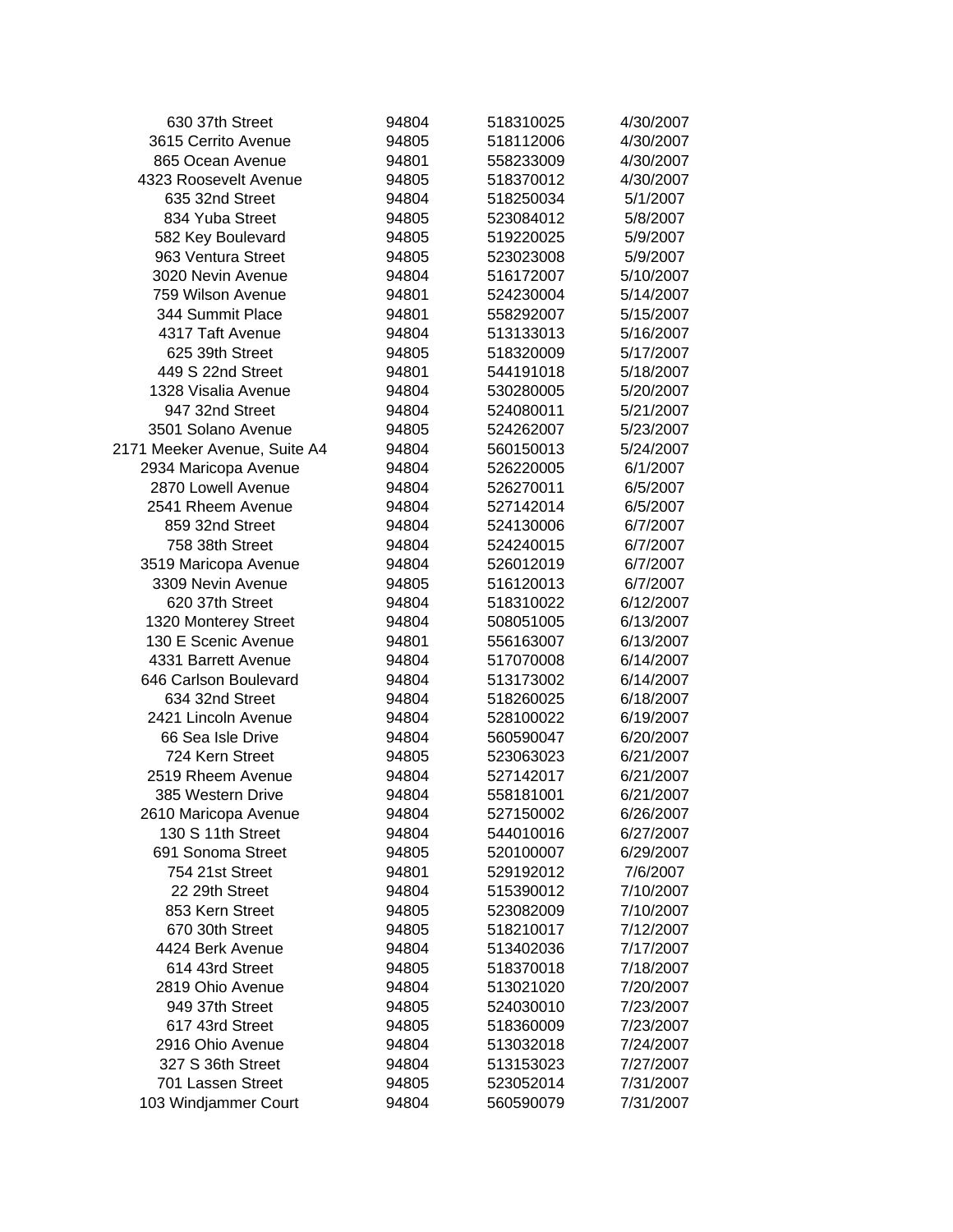| | | | |
|---|---|---|---|
| 630 37th Street | 94804 | 518310025 | 4/30/2007 |
| 3615 Cerrito Avenue | 94805 | 518112006 | 4/30/2007 |
| 865 Ocean Avenue | 94801 | 558233009 | 4/30/2007 |
| 4323 Roosevelt Avenue | 94805 | 518370012 | 4/30/2007 |
| 635 32nd Street | 94804 | 518250034 | 5/1/2007 |
| 834 Yuba Street | 94805 | 523084012 | 5/8/2007 |
| 582 Key Boulevard | 94805 | 519220025 | 5/9/2007 |
| 963 Ventura Street | 94805 | 523023008 | 5/9/2007 |
| 3020 Nevin Avenue | 94804 | 516172007 | 5/10/2007 |
| 759 Wilson Avenue | 94801 | 524230004 | 5/14/2007 |
| 344 Summit Place | 94801 | 558292007 | 5/15/2007 |
| 4317 Taft Avenue | 94804 | 513133013 | 5/16/2007 |
| 625 39th Street | 94805 | 518320009 | 5/17/2007 |
| 449 S 22nd Street | 94801 | 544191018 | 5/18/2007 |
| 1328 Visalia Avenue | 94804 | 530280005 | 5/20/2007 |
| 947 32nd Street | 94804 | 524080011 | 5/21/2007 |
| 3501 Solano Avenue | 94805 | 524262007 | 5/23/2007 |
| 2171 Meeker Avenue, Suite A4 | 94804 | 560150013 | 5/24/2007 |
| 2934 Maricopa Avenue | 94804 | 526220005 | 6/1/2007 |
| 2870 Lowell Avenue | 94804 | 526270011 | 6/5/2007 |
| 2541 Rheem Avenue | 94804 | 527142014 | 6/5/2007 |
| 859 32nd Street | 94804 | 524130006 | 6/7/2007 |
| 758 38th Street | 94804 | 524240015 | 6/7/2007 |
| 3519 Maricopa Avenue | 94804 | 526012019 | 6/7/2007 |
| 3309 Nevin Avenue | 94805 | 516120013 | 6/7/2007 |
| 620 37th Street | 94804 | 518310022 | 6/12/2007 |
| 1320 Monterey Street | 94804 | 508051005 | 6/13/2007 |
| 130 E Scenic Avenue | 94801 | 556163007 | 6/13/2007 |
| 4331 Barrett Avenue | 94804 | 517070008 | 6/14/2007 |
| 646 Carlson Boulevard | 94804 | 513173002 | 6/14/2007 |
| 634 32nd Street | 94804 | 518260025 | 6/18/2007 |
| 2421 Lincoln Avenue | 94804 | 528100022 | 6/19/2007 |
| 66 Sea Isle Drive | 94804 | 560590047 | 6/20/2007 |
| 724 Kern Street | 94805 | 523063023 | 6/21/2007 |
| 2519 Rheem Avenue | 94804 | 527142017 | 6/21/2007 |
| 385 Western Drive | 94804 | 558181001 | 6/21/2007 |
| 2610 Maricopa Avenue | 94804 | 527150002 | 6/26/2007 |
| 130 S 11th Street | 94804 | 544010016 | 6/27/2007 |
| 691 Sonoma Street | 94805 | 520100007 | 6/29/2007 |
| 754 21st Street | 94801 | 529192012 | 7/6/2007 |
| 22 29th Street | 94804 | 515390012 | 7/10/2007 |
| 853 Kern Street | 94805 | 523082009 | 7/10/2007 |
| 670 30th Street | 94805 | 518210017 | 7/12/2007 |
| 4424 Berk Avenue | 94804 | 513402036 | 7/17/2007 |
| 614 43rd Street | 94805 | 518370018 | 7/18/2007 |
| 2819 Ohio Avenue | 94804 | 513021020 | 7/20/2007 |
| 949 37th Street | 94805 | 524030010 | 7/23/2007 |
| 617 43rd Street | 94805 | 518360009 | 7/23/2007 |
| 2916 Ohio Avenue | 94804 | 513032018 | 7/24/2007 |
| 327 S 36th Street | 94804 | 513153023 | 7/27/2007 |
| 701 Lassen Street | 94805 | 523052014 | 7/31/2007 |
| 103 Windjammer Court | 94804 | 560590079 | 7/31/2007 |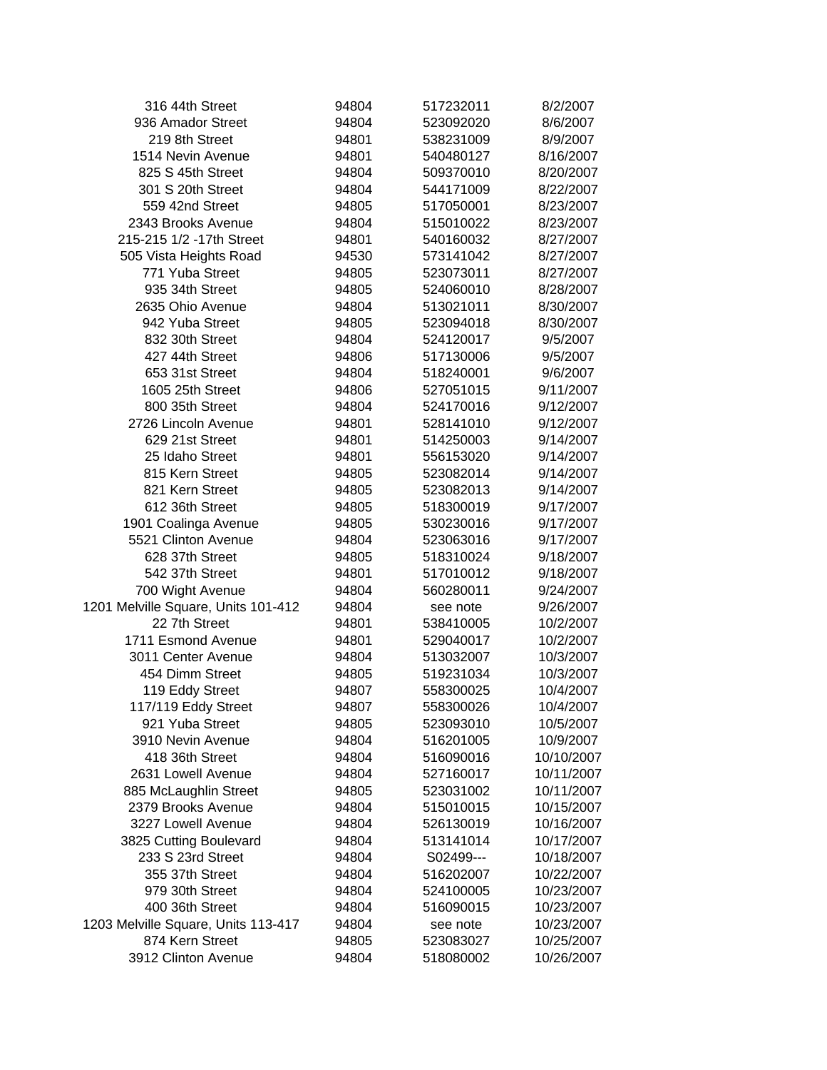| | | | |
|---|---|---|---|
| 316 44th Street | 94804 | 517232011 | 8/2/2007 |
| 936 Amador Street | 94804 | 523092020 | 8/6/2007 |
| 219 8th Street | 94801 | 538231009 | 8/9/2007 |
| 1514 Nevin Avenue | 94801 | 540480127 | 8/16/2007 |
| 825 S 45th Street | 94804 | 509370010 | 8/20/2007 |
| 301 S 20th Street | 94804 | 544171009 | 8/22/2007 |
| 559 42nd Street | 94805 | 517050001 | 8/23/2007 |
| 2343 Brooks Avenue | 94804 | 515010022 | 8/23/2007 |
| 215-215 1/2 -17th Street | 94801 | 540160032 | 8/27/2007 |
| 505 Vista Heights Road | 94530 | 573141042 | 8/27/2007 |
| 771 Yuba Street | 94805 | 523073011 | 8/27/2007 |
| 935 34th Street | 94805 | 524060010 | 8/28/2007 |
| 2635 Ohio Avenue | 94804 | 513021011 | 8/30/2007 |
| 942 Yuba Street | 94805 | 523094018 | 8/30/2007 |
| 832 30th Street | 94804 | 524120017 | 9/5/2007 |
| 427 44th Street | 94806 | 517130006 | 9/5/2007 |
| 653 31st Street | 94804 | 518240001 | 9/6/2007 |
| 1605 25th Street | 94806 | 527051015 | 9/11/2007 |
| 800 35th Street | 94804 | 524170016 | 9/12/2007 |
| 2726 Lincoln Avenue | 94801 | 528141010 | 9/12/2007 |
| 629 21st Street | 94801 | 514250003 | 9/14/2007 |
| 25 Idaho Street | 94801 | 556153020 | 9/14/2007 |
| 815 Kern Street | 94805 | 523082014 | 9/14/2007 |
| 821 Kern Street | 94805 | 523082013 | 9/14/2007 |
| 612 36th Street | 94805 | 518300019 | 9/17/2007 |
| 1901 Coalinga Avenue | 94805 | 530230016 | 9/17/2007 |
| 5521 Clinton Avenue | 94804 | 523063016 | 9/17/2007 |
| 628 37th Street | 94805 | 518310024 | 9/18/2007 |
| 542 37th Street | 94801 | 517010012 | 9/18/2007 |
| 700 Wight Avenue | 94804 | 560280011 | 9/24/2007 |
| 1201 Melville Square, Units 101-412 | 94804 | see note | 9/26/2007 |
| 22 7th Street | 94801 | 538410005 | 10/2/2007 |
| 1711 Esmond Avenue | 94801 | 529040017 | 10/2/2007 |
| 3011 Center Avenue | 94804 | 513032007 | 10/3/2007 |
| 454 Dimm Street | 94805 | 519231034 | 10/3/2007 |
| 119 Eddy Street | 94807 | 558300025 | 10/4/2007 |
| 117/119 Eddy Street | 94807 | 558300026 | 10/4/2007 |
| 921 Yuba Street | 94805 | 523093010 | 10/5/2007 |
| 3910 Nevin Avenue | 94804 | 516201005 | 10/9/2007 |
| 418 36th Street | 94804 | 516090016 | 10/10/2007 |
| 2631 Lowell Avenue | 94804 | 527160017 | 10/11/2007 |
| 885 McLaughlin Street | 94805 | 523031002 | 10/11/2007 |
| 2379 Brooks Avenue | 94804 | 515010015 | 10/15/2007 |
| 3227 Lowell Avenue | 94804 | 526130019 | 10/16/2007 |
| 3825 Cutting Boulevard | 94804 | 513141014 | 10/17/2007 |
| 233 S 23rd Street | 94804 | S02499--- | 10/18/2007 |
| 355 37th Street | 94804 | 516202007 | 10/22/2007 |
| 979 30th Street | 94804 | 524100005 | 10/23/2007 |
| 400 36th Street | 94804 | 516090015 | 10/23/2007 |
| 1203 Melville Square, Units 113-417 | 94804 | see note | 10/23/2007 |
| 874 Kern Street | 94805 | 523083027 | 10/25/2007 |
| 3912 Clinton Avenue | 94804 | 518080002 | 10/26/2007 |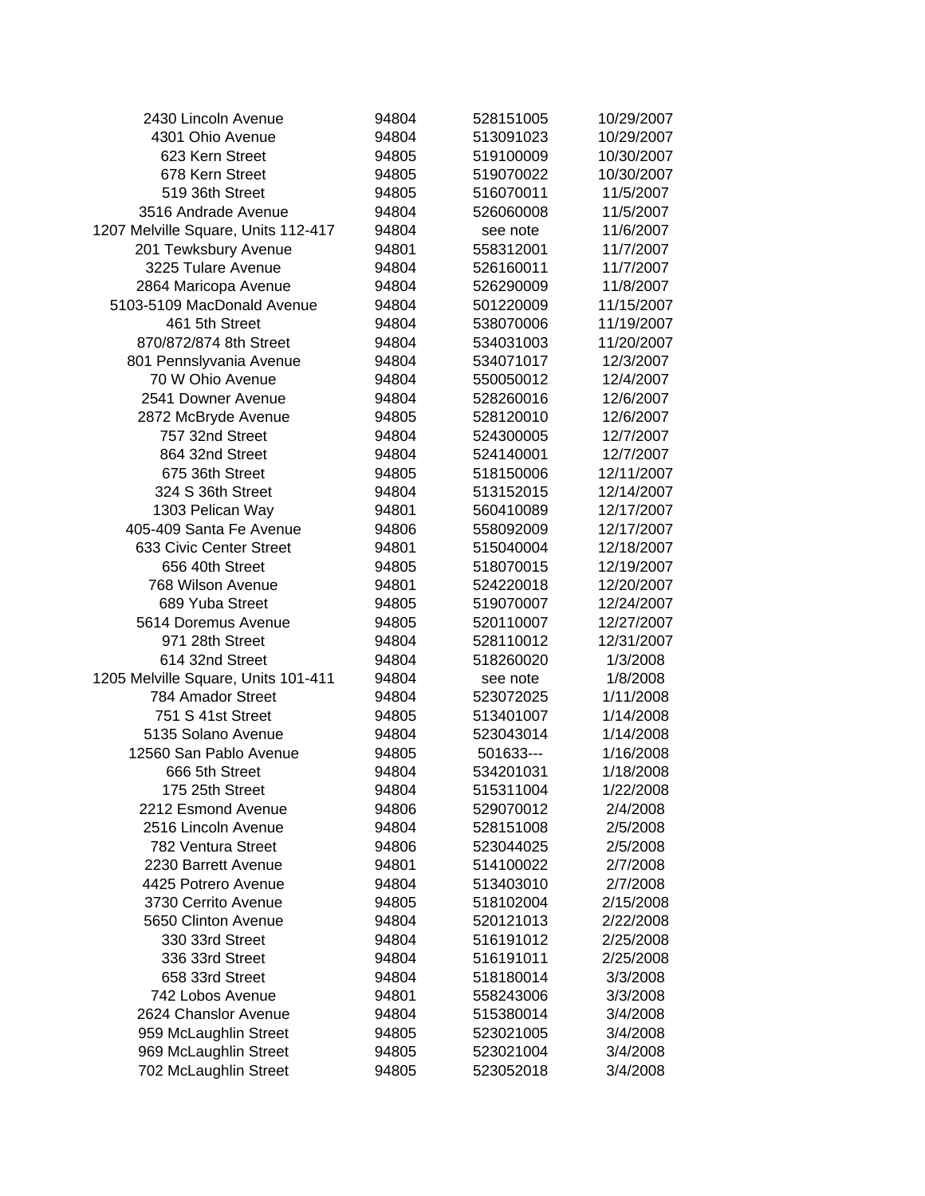| | | | |
|---|---|---|---|
| 2430 Lincoln Avenue | 94804 | 528151005 | 10/29/2007 |
| 4301 Ohio Avenue | 94804 | 513091023 | 10/29/2007 |
| 623 Kern Street | 94805 | 519100009 | 10/30/2007 |
| 678 Kern Street | 94805 | 519070022 | 10/30/2007 |
| 519 36th Street | 94805 | 516070011 | 11/5/2007 |
| 3516 Andrade Avenue | 94804 | 526060008 | 11/5/2007 |
| 1207 Melville Square, Units 112-417 | 94804 | see note | 11/6/2007 |
| 201 Tewksbury Avenue | 94801 | 558312001 | 11/7/2007 |
| 3225 Tulare Avenue | 94804 | 526160011 | 11/7/2007 |
| 2864 Maricopa Avenue | 94804 | 526290009 | 11/8/2007 |
| 5103-5109 MacDonald Avenue | 94804 | 501220009 | 11/15/2007 |
| 461 5th Street | 94804 | 538070006 | 11/19/2007 |
| 870/872/874 8th Street | 94804 | 534031003 | 11/20/2007 |
| 801 Pennslyvania Avenue | 94804 | 534071017 | 12/3/2007 |
| 70 W Ohio Avenue | 94804 | 550050012 | 12/4/2007 |
| 2541 Downer Avenue | 94804 | 528260016 | 12/6/2007 |
| 2872 McBryde Avenue | 94805 | 528120010 | 12/6/2007 |
| 757 32nd Street | 94804 | 524300005 | 12/7/2007 |
| 864 32nd Street | 94804 | 524140001 | 12/7/2007 |
| 675 36th Street | 94805 | 518150006 | 12/11/2007 |
| 324 S 36th Street | 94804 | 513152015 | 12/14/2007 |
| 1303 Pelican Way | 94801 | 560410089 | 12/17/2007 |
| 405-409 Santa Fe Avenue | 94806 | 558092009 | 12/17/2007 |
| 633 Civic Center Street | 94801 | 515040004 | 12/18/2007 |
| 656 40th Street | 94805 | 518070015 | 12/19/2007 |
| 768 Wilson Avenue | 94801 | 524220018 | 12/20/2007 |
| 689 Yuba Street | 94805 | 519070007 | 12/24/2007 |
| 5614 Doremus Avenue | 94805 | 520110007 | 12/27/2007 |
| 971 28th Street | 94804 | 528110012 | 12/31/2007 |
| 614 32nd Street | 94804 | 518260020 | 1/3/2008 |
| 1205 Melville Square, Units 101-411 | 94804 | see note | 1/8/2008 |
| 784 Amador Street | 94804 | 523072025 | 1/11/2008 |
| 751 S 41st Street | 94805 | 513401007 | 1/14/2008 |
| 5135 Solano Avenue | 94804 | 523043014 | 1/14/2008 |
| 12560 San Pablo Avenue | 94805 | 501633--- | 1/16/2008 |
| 666 5th Street | 94804 | 534201031 | 1/18/2008 |
| 175 25th Street | 94804 | 515311004 | 1/22/2008 |
| 2212 Esmond Avenue | 94806 | 529070012 | 2/4/2008 |
| 2516 Lincoln Avenue | 94804 | 528151008 | 2/5/2008 |
| 782 Ventura Street | 94806 | 523044025 | 2/5/2008 |
| 2230 Barrett Avenue | 94801 | 514100022 | 2/7/2008 |
| 4425 Potrero Avenue | 94804 | 513403010 | 2/7/2008 |
| 3730 Cerrito Avenue | 94805 | 518102004 | 2/15/2008 |
| 5650 Clinton Avenue | 94805 | 520121013 | 2/22/2008 |
| 330 33rd Street | 94804 | 516191012 | 2/25/2008 |
| 336 33rd Street | 94804 | 516191011 | 2/25/2008 |
| 658 33rd Street | 94804 | 518180014 | 3/3/2008 |
| 742 Lobos Avenue | 94801 | 558243006 | 3/3/2008 |
| 2624 Chanslor Avenue | 94804 | 515380014 | 3/4/2008 |
| 959 McLaughlin Street | 94805 | 523021005 | 3/4/2008 |
| 969 McLaughlin Street | 94805 | 523021004 | 3/4/2008 |
| 702 McLaughlin Street | 94805 | 523052018 | 3/4/2008 |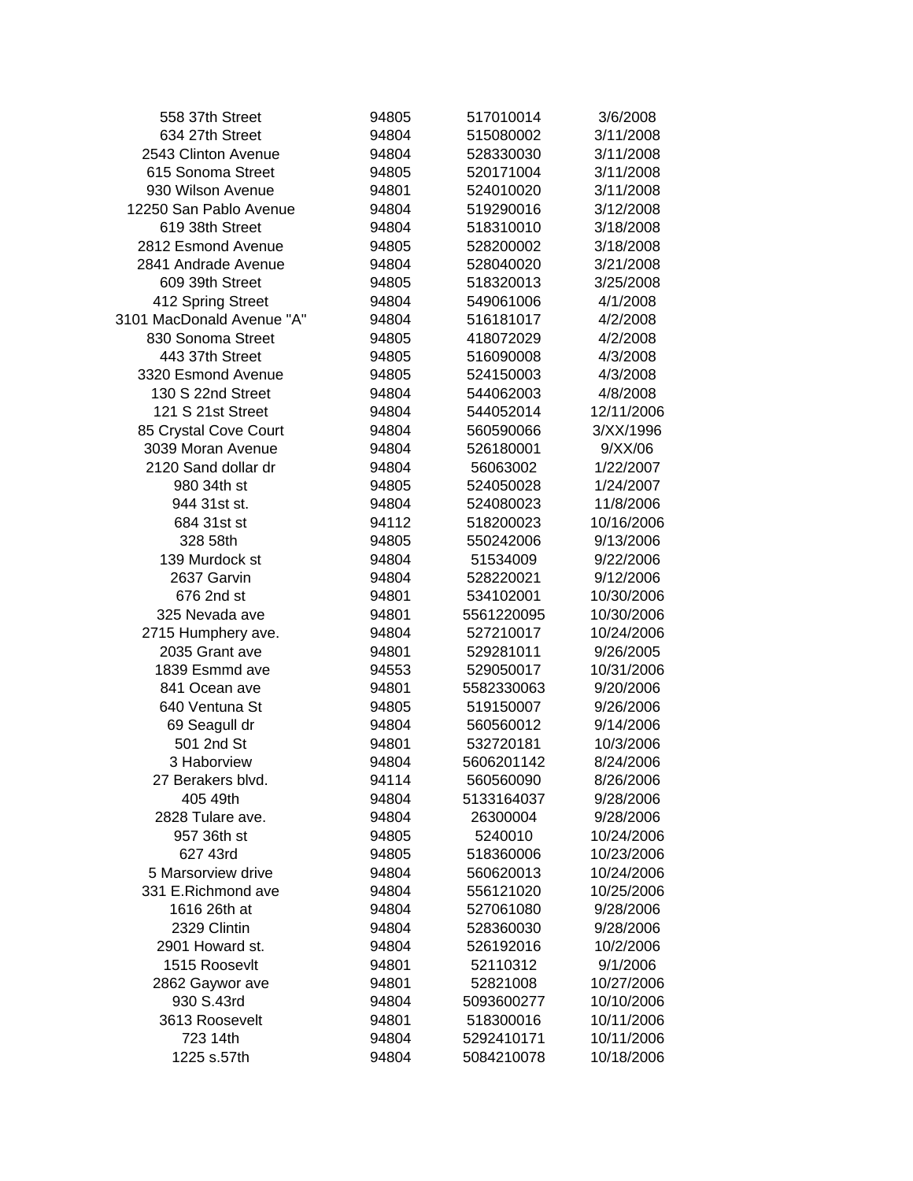| | | | |
|---|---|---|---|
| 558 37th Street | 94805 | 517010014 | 3/6/2008 |
| 634 27th Street | 94804 | 515080002 | 3/11/2008 |
| 2543 Clinton Avenue | 94804 | 528330030 | 3/11/2008 |
| 615 Sonoma Street | 94805 | 520171004 | 3/11/2008 |
| 930 Wilson Avenue | 94801 | 524010020 | 3/11/2008 |
| 12250 San Pablo Avenue | 94804 | 519290016 | 3/12/2008 |
| 619 38th Street | 94804 | 518310010 | 3/18/2008 |
| 2812 Esmond Avenue | 94805 | 528200002 | 3/18/2008 |
| 2841 Andrade Avenue | 94804 | 528040020 | 3/21/2008 |
| 609 39th Street | 94805 | 518320013 | 3/25/2008 |
| 412 Spring Street | 94804 | 549061006 | 4/1/2008 |
| 3101 MacDonald Avenue "A" | 94804 | 516181017 | 4/2/2008 |
| 830 Sonoma Street | 94805 | 418072029 | 4/2/2008 |
| 443 37th Street | 94805 | 516090008 | 4/3/2008 |
| 3320 Esmond Avenue | 94805 | 524150003 | 4/3/2008 |
| 130 S 22nd Street | 94804 | 544062003 | 4/8/2008 |
| 121 S 21st Street | 94804 | 544052014 | 12/11/2006 |
| 85 Crystal Cove Court | 94804 | 560590066 | 3/XX/1996 |
| 3039 Moran Avenue | 94804 | 526180001 | 9/XX/06 |
| 2120 Sand dollar dr | 94804 | 56063002 | 1/22/2007 |
| 980 34th st | 94805 | 524050028 | 1/24/2007 |
| 944 31st st. | 94804 | 524080023 | 11/8/2006 |
| 684 31st st | 94112 | 518200023 | 10/16/2006 |
| 328 58th | 94805 | 550242006 | 9/13/2006 |
| 139 Murdock st | 94804 | 51534009 | 9/22/2006 |
| 2637 Garvin | 94804 | 528220021 | 9/12/2006 |
| 676 2nd st | 94801 | 534102001 | 10/30/2006 |
| 325 Nevada ave | 94801 | 5561220095 | 10/30/2006 |
| 2715 Humphery ave. | 94804 | 527210017 | 10/24/2006 |
| 2035 Grant ave | 94801 | 529281011 | 9/26/2005 |
| 1839 Esmmd ave | 94553 | 529050017 | 10/31/2006 |
| 841 Ocean ave | 94801 | 5582330063 | 9/20/2006 |
| 640 Ventuna St | 94805 | 519150007 | 9/26/2006 |
| 69 Seagull dr | 94804 | 560560012 | 9/14/2006 |
| 501 2nd St | 94801 | 532720181 | 10/3/2006 |
| 3 Haborview | 94804 | 5606201142 | 8/24/2006 |
| 27 Berakers blvd. | 94114 | 560560090 | 8/26/2006 |
| 405 49th | 94804 | 5133164037 | 9/28/2006 |
| 2828 Tulare ave. | 94804 | 26300004 | 9/28/2006 |
| 957 36th st | 94805 | 5240010 | 10/24/2006 |
| 627 43rd | 94805 | 518360006 | 10/23/2006 |
| 5 Marsorview drive | 94804 | 560620013 | 10/24/2006 |
| 331 E.Richmond ave | 94804 | 556121020 | 10/25/2006 |
| 1616 26th at | 94804 | 527061080 | 9/28/2006 |
| 2329 Clintin | 94804 | 528360030 | 9/28/2006 |
| 2901 Howard st. | 94804 | 526192016 | 10/2/2006 |
| 1515 Roosevlt | 94801 | 52110312 | 9/1/2006 |
| 2862 Gaywor ave | 94801 | 52821008 | 10/27/2006 |
| 930 S.43rd | 94804 | 5093600277 | 10/10/2006 |
| 3613 Roosevelt | 94801 | 518300016 | 10/11/2006 |
| 723 14th | 94804 | 5292410171 | 10/11/2006 |
| 1225 s.57th | 94804 | 5084210078 | 10/18/2006 |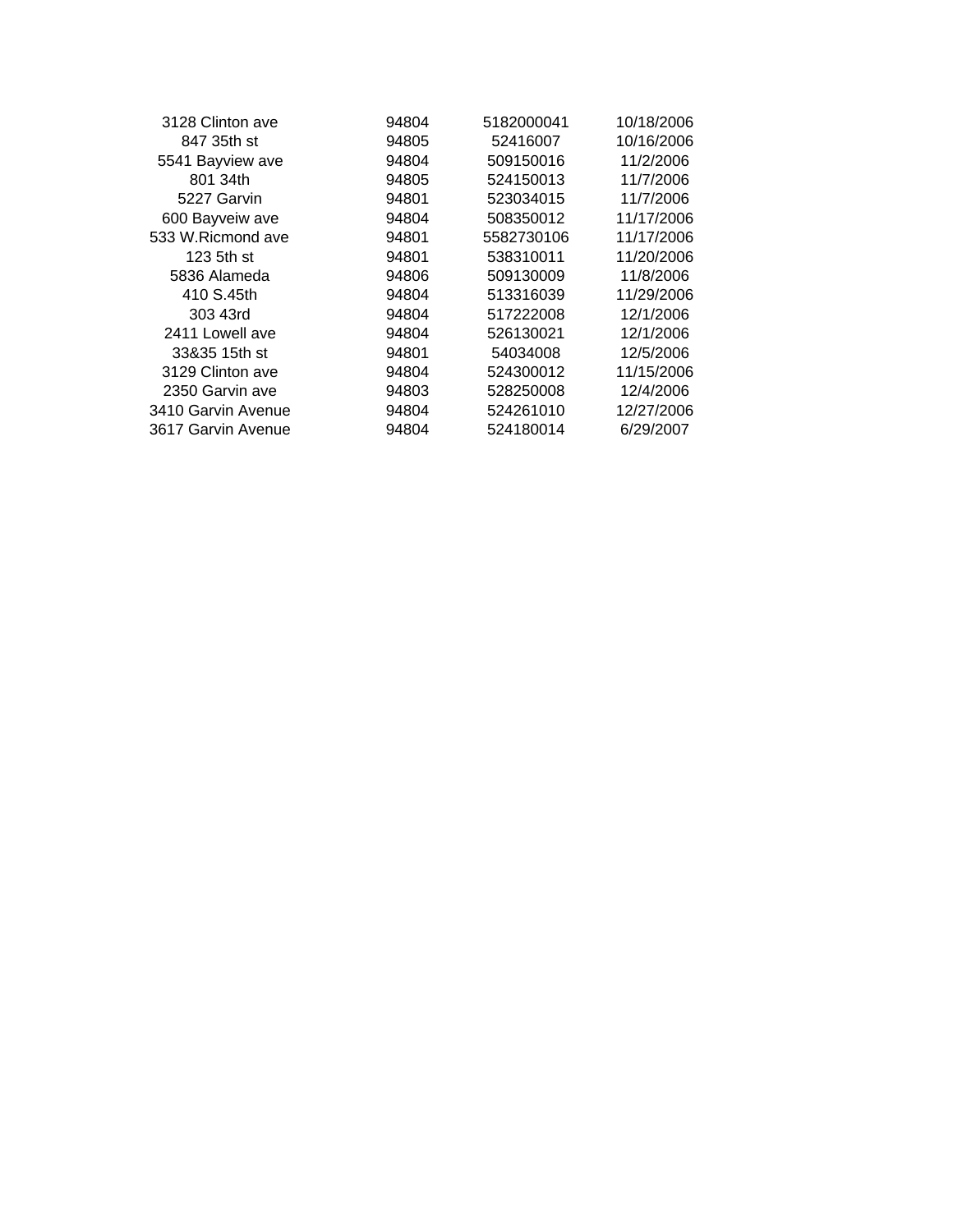| | | | |
|---|---|---|---|
| 3128 Clinton ave | 94804 | 5182000041 | 10/18/2006 |
| 847 35th st | 94805 | 52416007 | 10/16/2006 |
| 5541 Bayview ave | 94804 | 509150016 | 11/2/2006 |
| 801 34th | 94805 | 524150013 | 11/7/2006 |
| 5227 Garvin | 94801 | 523034015 | 11/7/2006 |
| 600 Bayveiw ave | 94804 | 508350012 | 11/17/2006 |
| 533 W.Ricmond ave | 94801 | 5582730106 | 11/17/2006 |
| 123 5th st | 94801 | 538310011 | 11/20/2006 |
| 5836 Alameda | 94806 | 509130009 | 11/8/2006 |
| 410 S.45th | 94804 | 513316039 | 11/29/2006 |
| 303 43rd | 94804 | 517222008 | 12/1/2006 |
| 2411 Lowell ave | 94804 | 526130021 | 12/1/2006 |
| 33&35 15th st | 94801 | 54034008 | 12/5/2006 |
| 3129 Clinton ave | 94804 | 524300012 | 11/15/2006 |
| 2350 Garvin ave | 94803 | 528250008 | 12/4/2006 |
| 3410 Garvin Avenue | 94804 | 524261010 | 12/27/2006 |
| 3617 Garvin Avenue | 94804 | 524180014 | 6/29/2007 |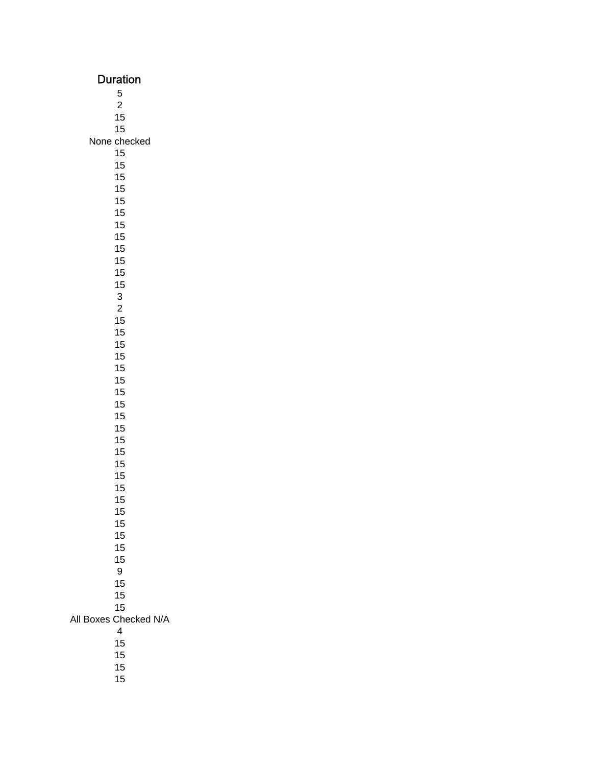| Duration |
|---|
| 5 |
| 2 |
| 15 |
| 15 |
| None checked |
| 15 |
| 15 |
| 15 |
| 15 |
| 15 |
| 15 |
| 15 |
| 15 |
| 15 |
| 15 |
| 15 |
| 15 |
| 3 |
| 2 |
| 15 |
| 15 |
| 15 |
| 15 |
| 15 |
| 15 |
| 15 |
| 15 |
| 15 |
| 15 |
| 15 |
| 15 |
| 15 |
| 15 |
| 15 |
| 15 |
| 15 |
| 15 |
| 15 |
| 15 |
| 15 |
| 9 |
| 15 |
| 15 |
| 15 |
| All Boxes Checked N/A |
| 4 |
| 15 |
| 15 |
| 15 |
| 15 |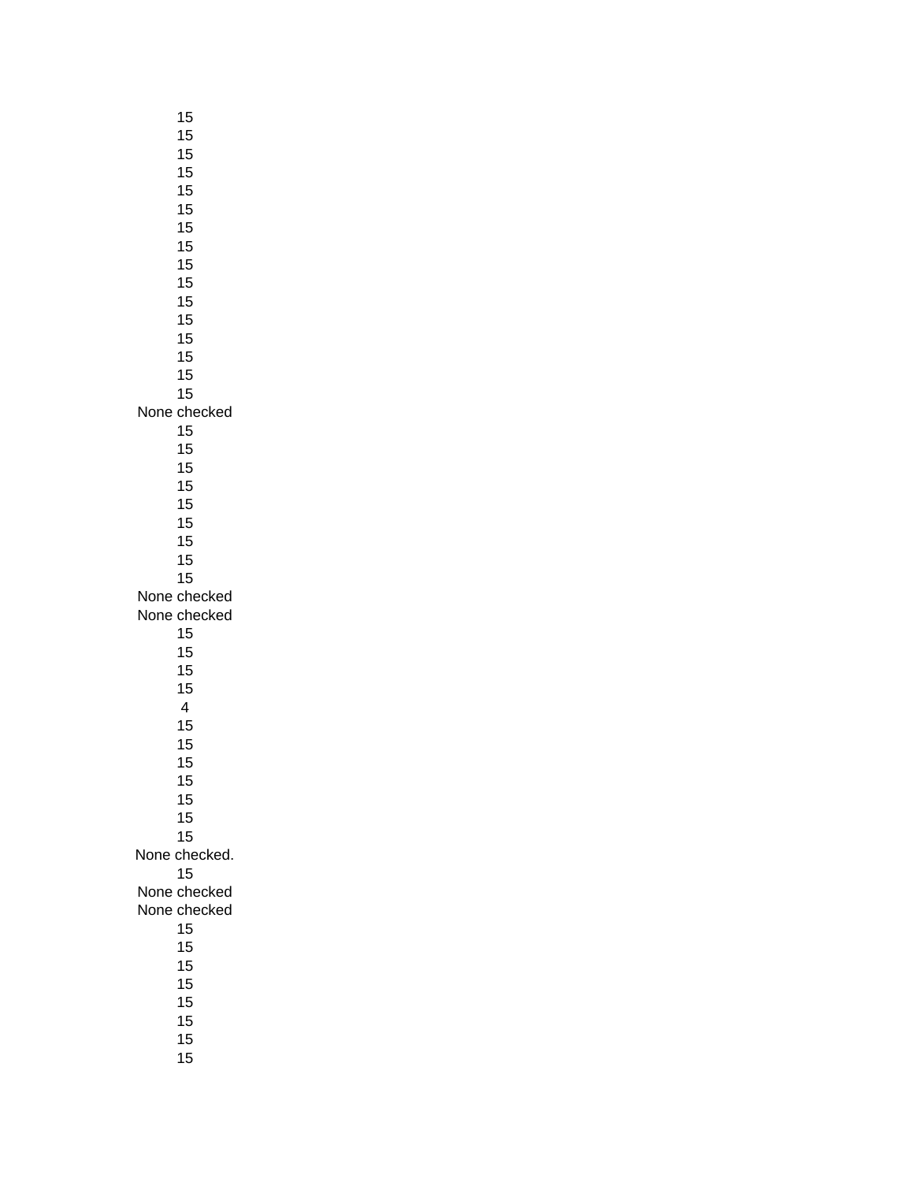15
15
15
15
15
15
15
15
15
15
15
15
15
15
15
15
None checked
15
15
15
15
15
15
15
15
15
None checked
None checked
15
15
15
15
4
15
15
15
15
15
15
15
None checked.
15
None checked
None checked
15
15
15
15
15
15
15
15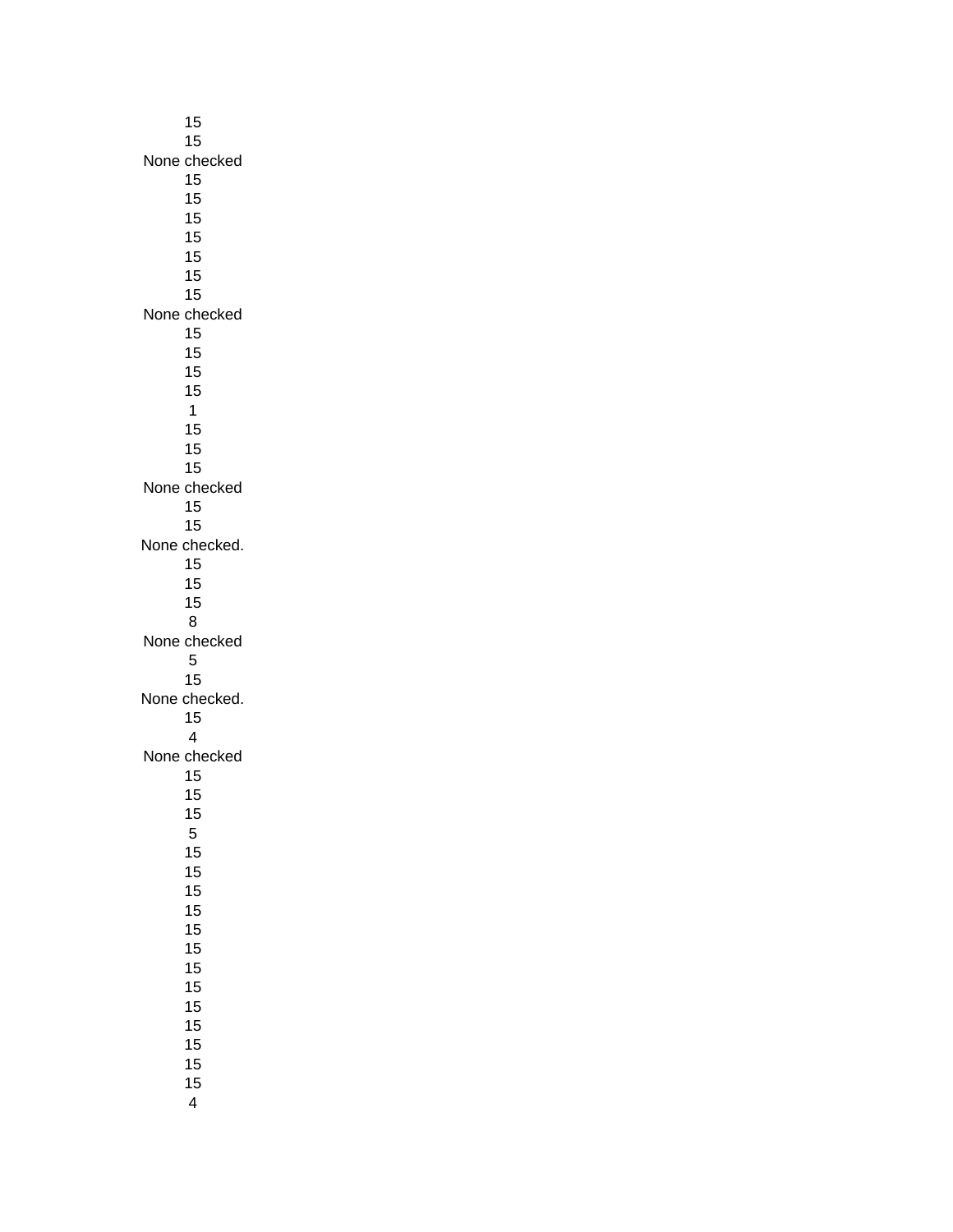15
15
None checked
15
15
15
15
15
15
15
None checked
15
15
15
15
1
15
15
15
None checked
15
15
None checked.
15
15
15
8
None checked
5
15
None checked.
15
4
None checked
15
15
15
5
15
15
15
15
15
15
15
15
15
15
15
15
15
4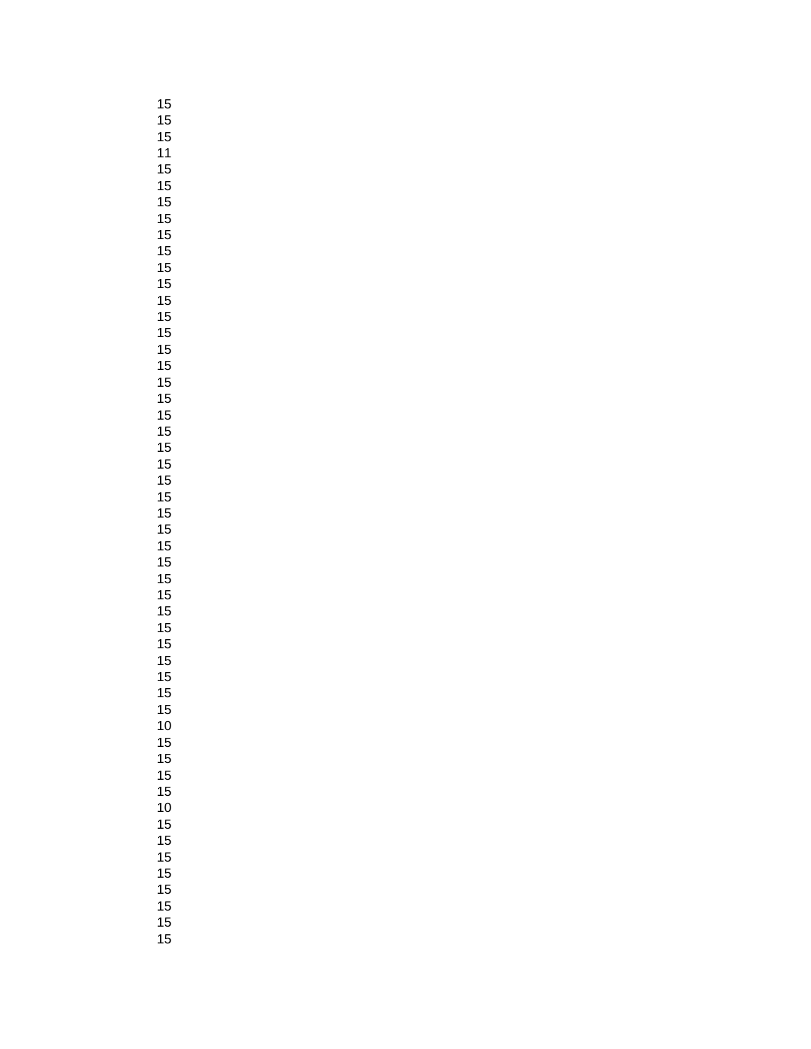15
15
15
11
15
15
15
15
15
15
15
15
15
15
15
15
15
15
15
15
15
15
15
15
15
15
15
15
15
15
15
15
15
15
15
15
10
15
15
15
15
10
15
15
15
15
15
15
15
15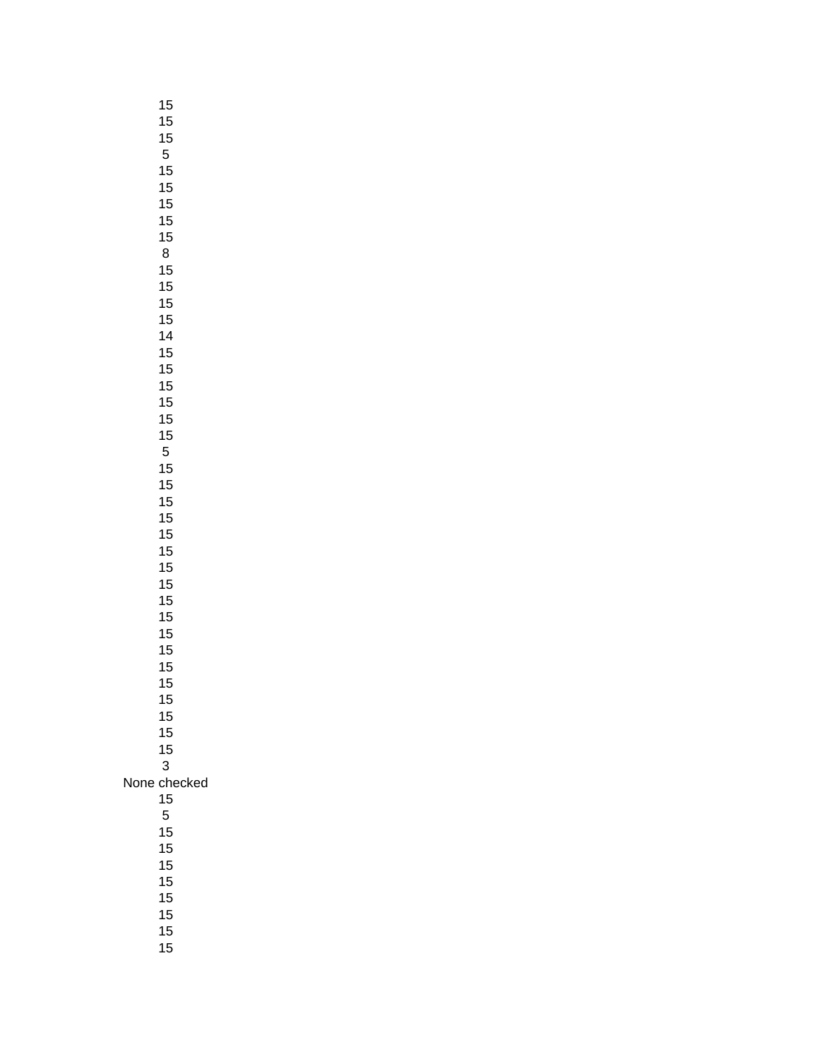15
15
15
5
15
15
15
15
15
8
15
15
15
15
14
15
15
15
15
15
15
5
15
15
15
15
15
15
15
15
15
15
15
15
15
15
15
15
15
15
3
None checked
15
5
15
15
15
15
15
15
15
15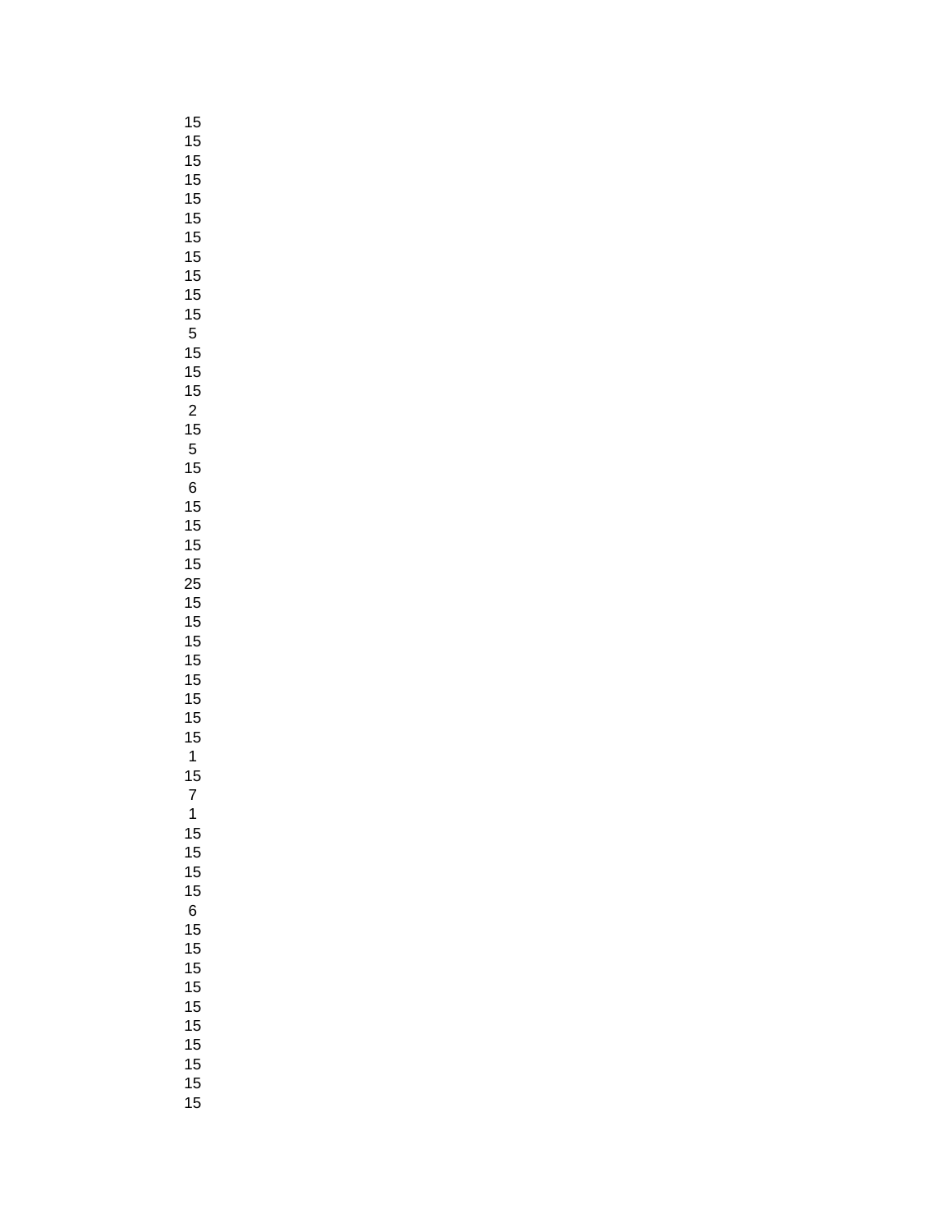15
15
15
15
15
15
15
15
15
15
15
5
15
15
15
2
15
5
15
6
15
15
15
15
25
15
15
15
15
15
15
15
15
1
15
7
1
15
15
15
15
6
15
15
15
15
15
15
15
15
15
15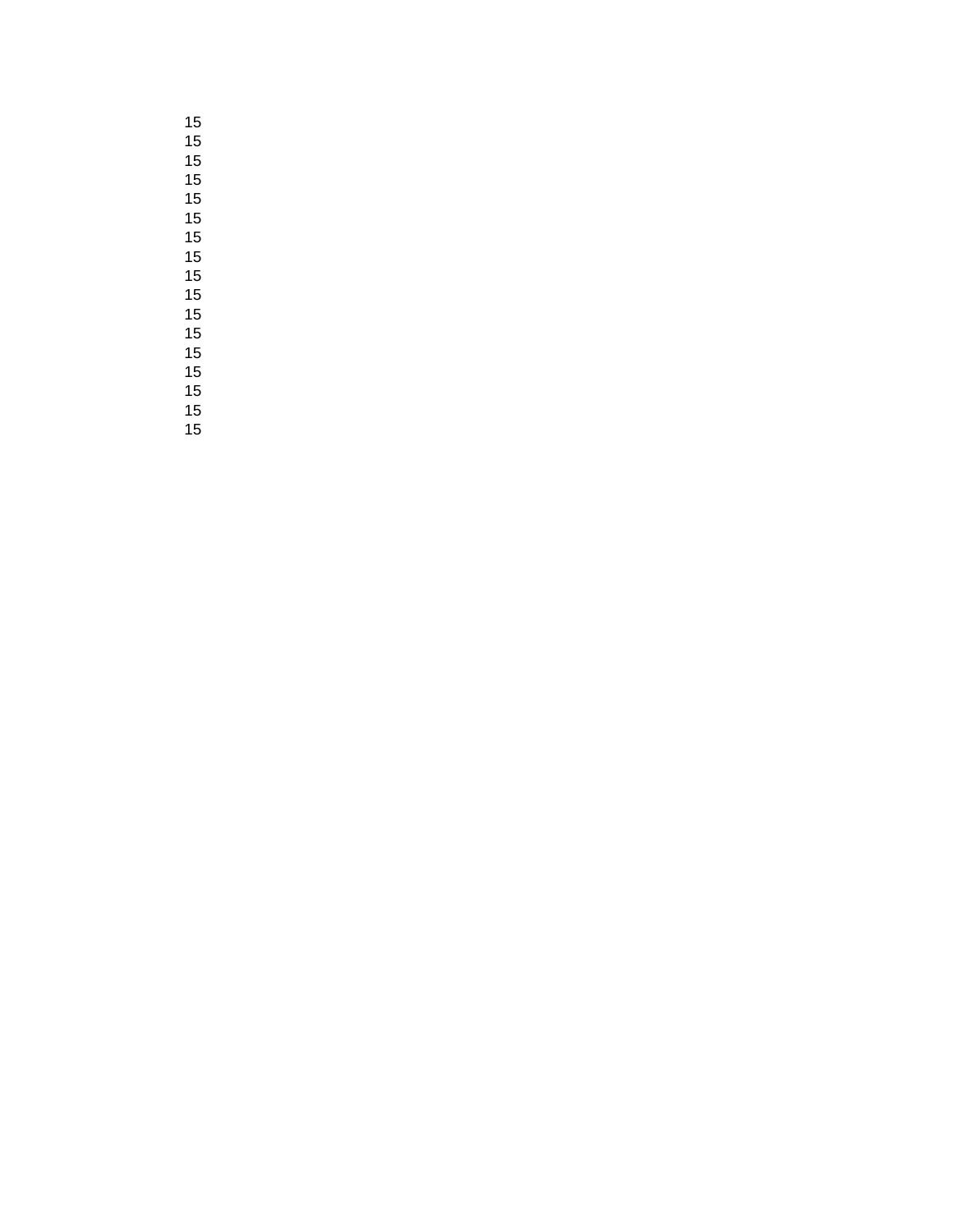15
15
15
15
15
15
15
15
15
15
15
15
15
15
15
15
15